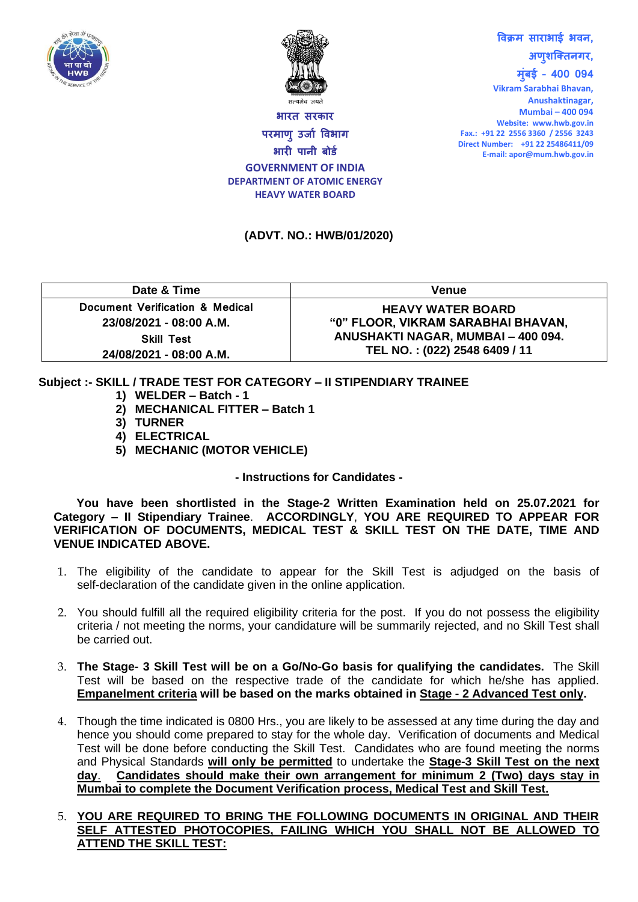भारत सरकार
परमाणु उर्जा विभाग
भारी पानी बोर्ड
GOVERNMENT OF INDIA
DEPARTMENT OF ATOMIC ENERGY
HEAVY WATER BOARD

विक्रम साराभाई भवन,
अणुशक्तिनगर,
मुंबई - 400 094
Vikram Sarabhai Bhavan,
Anushaktinagar,
Mumbai – 400 094
Website: www.hwb.gov.in
Fax.: +91 22 2556 3360 / 2556 3243
Direct Number: +91 22 25486411/09
E-mail: apor@mum.hwb.gov.in

**(ADVT. NO.: HWB/01/2020)**

| Date & Time | Venue |
|---|---|
| **Document Verification & Medical**<br>**23/08/2021 - 08:00 A.M.**<br>**Skill Test**<br>**24/08/2021 - 08:00 A.M.** | **HEAVY WATER BOARD**<br>**"0" FLOOR, VIKRAM SARABHAI BHAVAN,**<br>**ANUSHAKTI NAGAR, MUMBAI – 400 094.**<br>**TEL NO. : (022) 2548 6409 / 11** |

**Subject :- SKILL / TRADE TEST FOR CATEGORY – II STIPENDIARY TRAINEE**

1) **WELDER – Batch - 1**
2) **MECHANICAL FITTER – Batch 1**
3) **TURNER**
4) **ELECTRICAL**
5) **MECHANIC (MOTOR VEHICLE)**

**- Instructions for Candidates -**

**You have been shortlisted in the Stage-2 Written Examination held on 25.07.2021 for Category – II Stipendiary Trainee**. **ACCORDINGLY, YOU ARE REQUIRED TO APPEAR FOR VERIFICATION OF DOCUMENTS, MEDICAL TEST & SKILL TEST ON THE DATE, TIME AND VENUE INDICATED ABOVE.**

1. The eligibility of the candidate to appear for the Skill Test is adjudged on the basis of self-declaration of the candidate given in the online application.

2. You should fulfill all the required eligibility criteria for the post. If you do not possess the eligibility criteria / not meeting the norms, your candidature will be summarily rejected, and no Skill Test shall be carried out.

3. **The Stage- 3 Skill Test will be on a Go/No-Go basis for qualifying the candidates.** The Skill Test will be based on the respective trade of the candidate for which he/she has applied. **Empanelment criteria will be based on the marks obtained in Stage - 2 Advanced Test only.**

4. Though the time indicated is 0800 Hrs., you are likely to be assessed at any time during the day and hence you should come prepared to stay for the whole day. Verification of documents and Medical Test will be done before conducting the Skill Test. Candidates who are found meeting the norms and Physical Standards **will only be permitted** to undertake the **Stage-3 Skill Test on the next day**. **Candidates should make their own arrangement for minimum 2 (Two) days stay in Mumbai to complete the Document Verification process, Medical Test and Skill Test.**

5. **YOU ARE REQUIRED TO BRING THE FOLLOWING DOCUMENTS IN ORIGINAL AND THEIR SELF ATTESTED PHOTOCOPIES, FAILING WHICH YOU SHALL NOT BE ALLOWED TO ATTEND THE SKILL TEST:**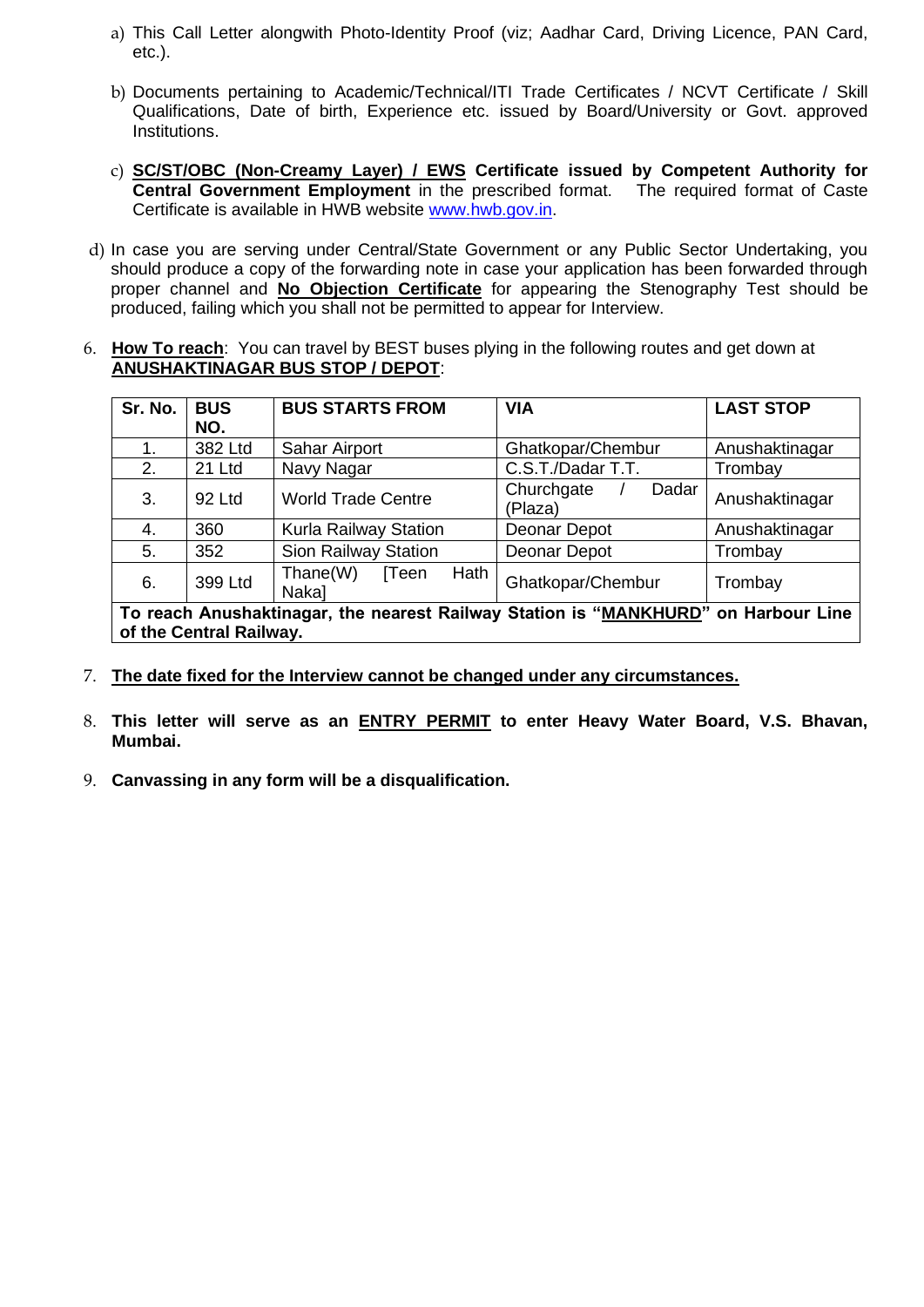a) This Call Letter alongwith Photo-Identity Proof (viz; Aadhar Card, Driving Licence, PAN Card, etc.).

b) Documents pertaining to Academic/Technical/ITI Trade Certificates / NCVT Certificate / Skill Qualifications, Date of birth, Experience etc. issued by Board/University or Govt. approved Institutions.

c) **SC/ST/OBC (Non-Creamy Layer) / EWS Certificate issued by Competent Authority for Central Government Employment** in the prescribed format. The required format of Caste Certificate is available in HWB website www.hwb.gov.in.

d) In case you are serving under Central/State Government or any Public Sector Undertaking, you should produce a copy of the forwarding note in case your application has been forwarded through proper channel and **No Objection Certificate** for appearing the Stenography Test should be produced, failing which you shall not be permitted to appear for Interview.

6. **How To reach**: You can travel by BEST buses plying in the following routes and get down at **ANUSHAKTINAGAR BUS STOP / DEPOT**:

| Sr. No. | BUS NO. | BUS STARTS FROM | VIA | LAST STOP |
|---|---|---|---|---|
| 1. | 382 Ltd | Sahar Airport | Ghatkopar/Chembur | Anushaktinagar |
| 2. | 21 Ltd | Navy Nagar | C.S.T./Dadar T.T. | Trombay |
| 3. | 92 Ltd | World Trade Centre | Churchgate / Dadar (Plaza) | Anushaktinagar |
| 4. | 360 | Kurla Railway Station | Deonar Depot | Anushaktinagar |
| 5. | 352 | Sion Railway Station | Deonar Depot | Trombay |
| 6. | 399 Ltd | Thane(W) [Teen Hath Naka] | Ghatkopar/Chembur | Trombay |
| **To reach Anushaktinagar, the nearest Railway Station is "MANKHURD" on Harbour Line of the Central Railway.** | | | | |

7. **The date fixed for the Interview cannot be changed under any circumstances.**

8. **This letter will serve as an ENTRY PERMIT to enter Heavy Water Board, V.S. Bhavan, Mumbai.**

9. **Canvassing in any form will be a disqualification.**